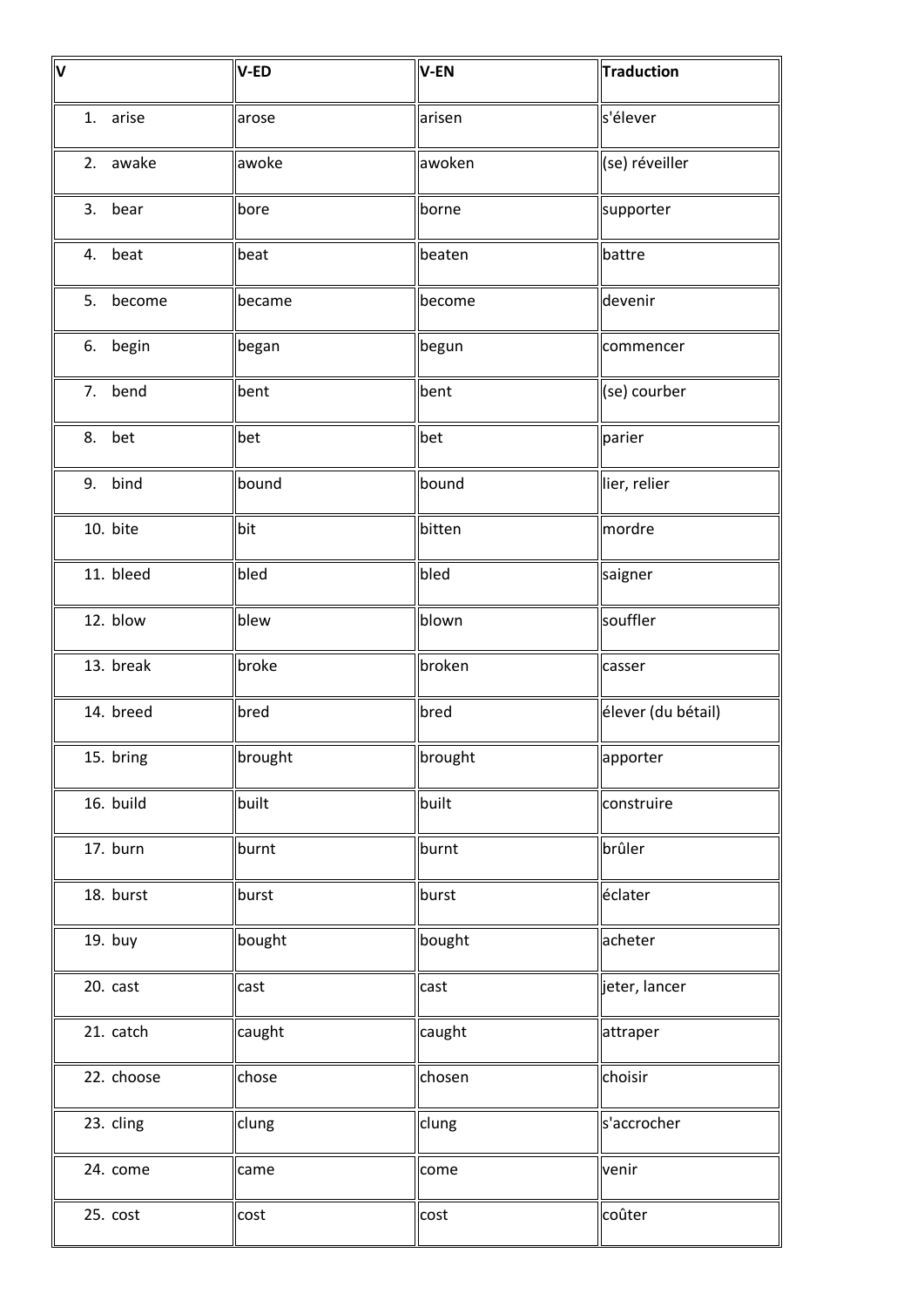| V | V-ED | V-EN | Traduction |
|---|---|---|---|
| 1. arise | arose | arisen | s'élever |
| 2. awake | awoke | awoken | (se) réveiller |
| 3. bear | bore | borne | supporter |
| 4. beat | beat | beaten | battre |
| 5. become | became | become | devenir |
| 6. begin | began | begun | commencer |
| 7. bend | bent | bent | (se) courber |
| 8. bet | bet | bet | parier |
| 9. bind | bound | bound | lier, relier |
| 10. bite | bit | bitten | mordre |
| 11. bleed | bled | bled | saigner |
| 12. blow | blew | blown | souffler |
| 13. break | broke | broken | casser |
| 14. breed | bred | bred | élever (du bétail) |
| 15. bring | brought | brought | apporter |
| 16. build | built | built | construire |
| 17. burn | burnt | burnt | brûler |
| 18. burst | burst | burst | éclater |
| 19. buy | bought | bought | acheter |
| 20. cast | cast | cast | jeter, lancer |
| 21. catch | caught | caught | attraper |
| 22. choose | chose | chosen | choisir |
| 23. cling | clung | clung | s'accrocher |
| 24. come | came | come | venir |
| 25. cost | cost | cost | coûter |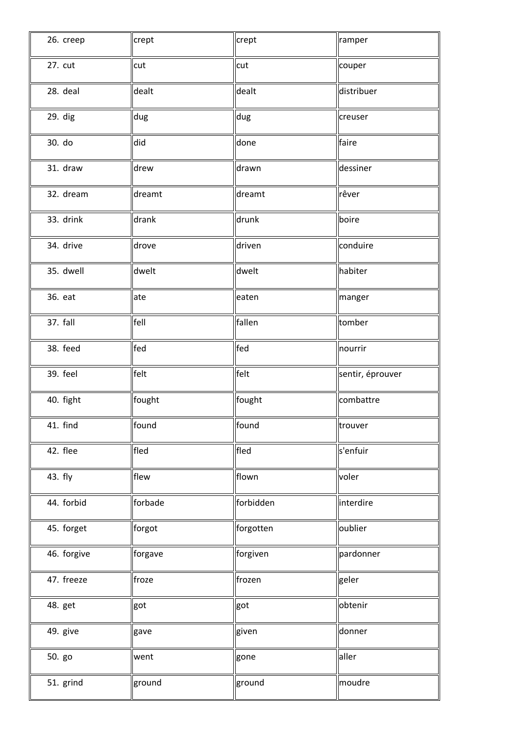| 26. creep | crept | crept | ramper |
|---|---|---|---|
| 27. cut | cut | cut | couper |
| 28. deal | dealt | dealt | distribuer |
| 29. dig | dug | dug | creuser |
| 30. do | did | done | faire |
| 31. draw | drew | drawn | dessiner |
| 32. dream | dreamt | dreamt | rêver |
| 33. drink | drank | drunk | boire |
| 34. drive | drove | driven | conduire |
| 35. dwell | dwelt | dwelt | habiter |
| 36. eat | ate | eaten | manger |
| 37. fall | fell | fallen | tomber |
| 38. feed | fed | fed | nourrir |
| 39. feel | felt | felt | sentir, éprouver |
| 40. fight | fought | fought | combattre |
| 41. find | found | found | trouver |
| 42. flee | fled | fled | s'enfuir |
| 43. fly | flew | flown | voler |
| 44. forbid | forbade | forbidden | interdire |
| 45. forget | forgot | forgotten | oublier |
| 46. forgive | forgave | forgiven | pardonner |
| 47. freeze | froze | frozen | geler |
| 48. get | got | got | obtenir |
| 49. give | gave | given | donner |
| 50. go | went | gone | aller |
| 51. grind | ground | ground | moudre |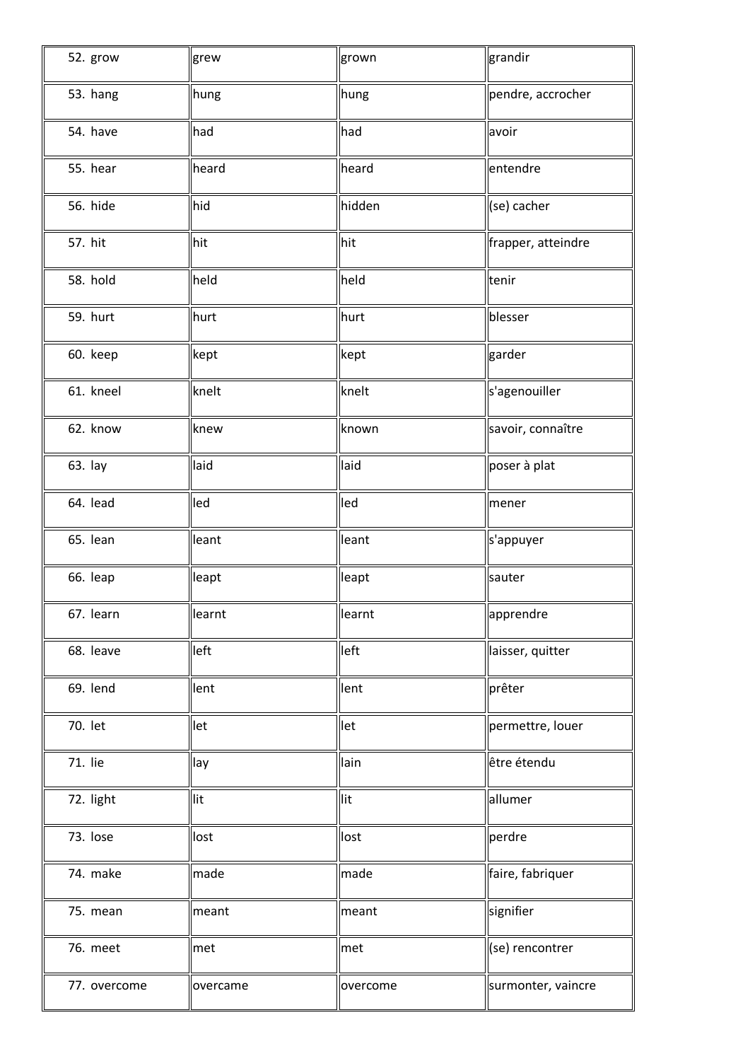| 52. grow | grew | grown | grandir |
|---|---|---|---|
| 53. hang | hung | hung | pendre, accrocher |
| 54. have | had | had | avoir |
| 55. hear | heard | heard | entendre |
| 56. hide | hid | hidden | (se) cacher |
| 57. hit | hit | hit | frapper, atteindre |
| 58. hold | held | held | tenir |
| 59. hurt | hurt | hurt | blesser |
| 60. keep | kept | kept | garder |
| 61. kneel | knelt | knelt | s'agenouiller |
| 62. know | knew | known | savoir, connaître |
| 63. lay | laid | laid | poser à plat |
| 64. lead | led | led | mener |
| 65. lean | leant | leant | s'appuyer |
| 66. leap | leapt | leapt | sauter |
| 67. learn | learnt | learnt | apprendre |
| 68. leave | left | left | laisser, quitter |
| 69. lend | lent | lent | prêter |
| 70. let | let | let | permettre, louer |
| 71. lie | lay | lain | être étendu |
| 72. light | lit | lit | allumer |
| 73. lose | lost | lost | perdre |
| 74. make | made | made | faire, fabriquer |
| 75. mean | meant | meant | signifier |
| 76. meet | met | met | (se) rencontrer |
| 77. overcome | overcame | overcome | surmonter, vaincre |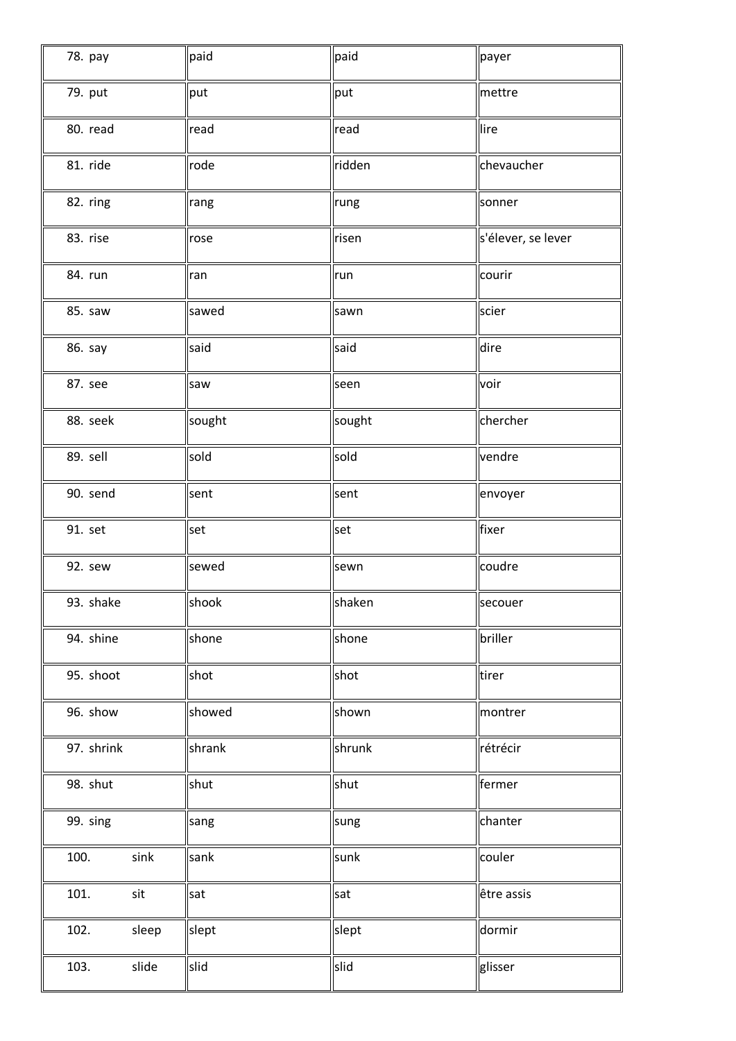| | | | |
|---|---|---|---|
| 78. pay | paid | paid | payer |
| 79. put | put | put | mettre |
| 80. read | read | read | lire |
| 81. ride | rode | ridden | chevaucher |
| 82. ring | rang | rung | sonner |
| 83. rise | rose | risen | s'élever, se lever |
| 84. run | ran | run | courir |
| 85. saw | sawed | sawn | scier |
| 86. say | said | said | dire |
| 87. see | saw | seen | voir |
| 88. seek | sought | sought | chercher |
| 89. sell | sold | sold | vendre |
| 90. send | sent | sent | envoyer |
| 91. set | set | set | fixer |
| 92. sew | sewed | sewn | coudre |
| 93. shake | shook | shaken | secouer |
| 94. shine | shone | shone | briller |
| 95. shoot | shot | shot | tirer |
| 96. show | showed | shown | montrer |
| 97. shrink | shrank | shrunk | rétrécir |
| 98. shut | shut | shut | fermer |
| 99. sing | sang | sung | chanter |
| 100. sink | sank | sunk | couler |
| 101. sit | sat | sat | être assis |
| 102. sleep | slept | slept | dormir |
| 103. slide | slid | slid | glisser |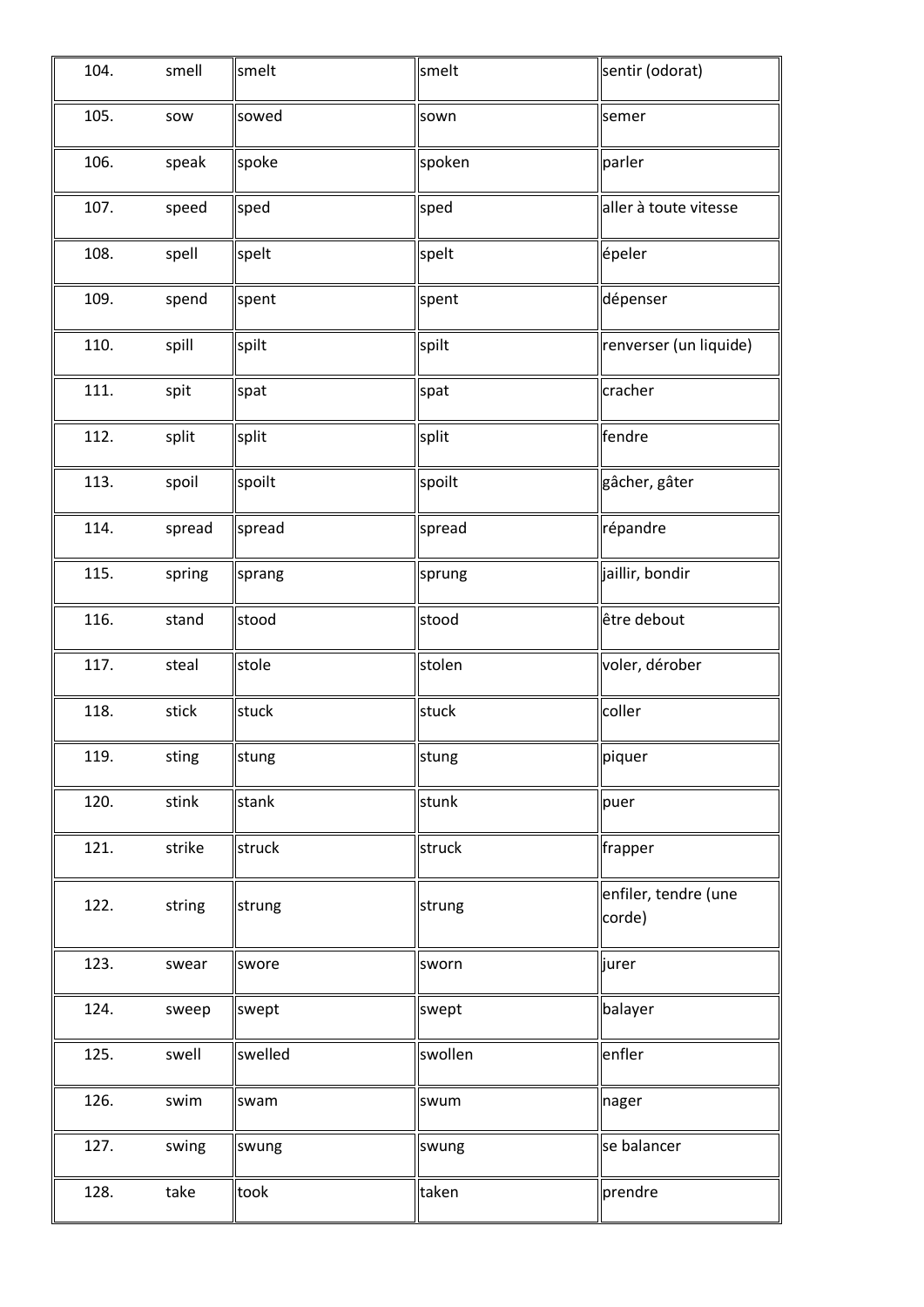| | | | |
|---|---|---|---|
| 104. smell | smelt | smelt | sentir (odorat) |
| 105. sow | sowed | sown | semer |
| 106. speak | spoke | spoken | parler |
| 107. speed | sped | sped | aller à toute vitesse |
| 108. spell | spelt | spelt | épeler |
| 109. spend | spent | spent | dépenser |
| 110. spill | spilt | spilt | renverser (un liquide) |
| 111. spit | spat | spat | cracher |
| 112. split | split | split | fendre |
| 113. spoil | spoilt | spoilt | gâcher, gâter |
| 114. spread | spread | spread | répandre |
| 115. spring | sprang | sprung | jaillir, bondir |
| 116. stand | stood | stood | être debout |
| 117. steal | stole | stolen | voler, dérober |
| 118. stick | stuck | stuck | coller |
| 119. sting | stung | stung | piquer |
| 120. stink | stank | stunk | puer |
| 121. strike | struck | struck | frapper |
| 122. string | strung | strung | enfiler, tendre (une corde) |
| 123. swear | swore | sworn | jurer |
| 124. sweep | swept | swept | balayer |
| 125. swell | swelled | swollen | enfler |
| 126. swim | swam | swum | nager |
| 127. swing | swung | swung | se balancer |
| 128. take | took | taken | prendre |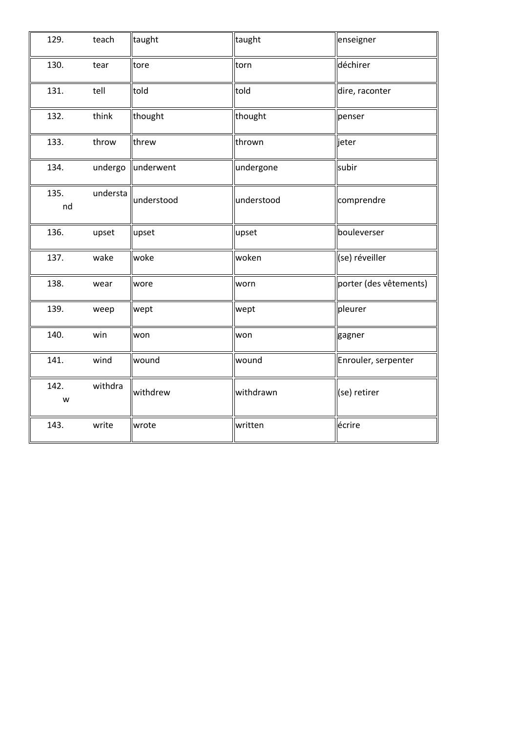| | | | |
|---|---|---|---|
| 129. teach | taught | taught | enseigner |
| 130. tear | tore | torn | déchirer |
| 131. tell | told | told | dire, raconter |
| 132. think | thought | thought | penser |
| 133. throw | threw | thrown | jeter |
| 134. undergo | underwent | undergone | subir |
| 135. understand | understood | understood | comprendre |
| 136. upset | upset | upset | bouleverser |
| 137. wake | woke | woken | (se) réveiller |
| 138. wear | wore | worn | porter (des vêtements) |
| 139. weep | wept | wept | pleurer |
| 140. win | won | won | gagner |
| 141. wind | wound | wound | Enrouler, serpenter |
| 142. withdraw | withdrew | withdrawn | (se) retirer |
| 143. write | wrote | written | écrire |